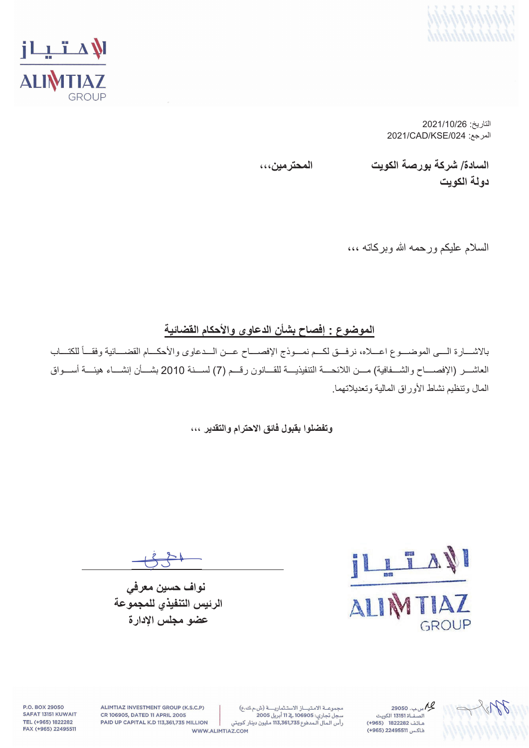التاريخ: 2021/10/26
المرجع: 2021/CAD/KSE/024

**السادة/ شركة بورصة الكويت المحترمين،،،**
**دولة الكويت**

السلام عليكم ورحمه الله وبركاته ،،،

**الموضوع : إفصاح بشأن الدعاوى والأحكام القضائية**

بالاشارة الى الموضوع اعلاه، نرفق لكم نموذج الإفصاح عن الدعاوى والأحكام القضائية وفقاً للكتاب العاشر (الإفصاح والشفافية) من اللائحة التنفيذية للقانون رقم (7) لسنة 2010 بشأن إنشاء هيئة أسواق المال وتنظيم نشاط الأوراق المالية وتعديلاتهما.

**وتفضلوا بقبول فائق الاحترام والتقدير ،،،**

**نواف حسين معرفي**
**الرئيس التنفيذي للمجموعة**
**عضو مجلس الإدارة**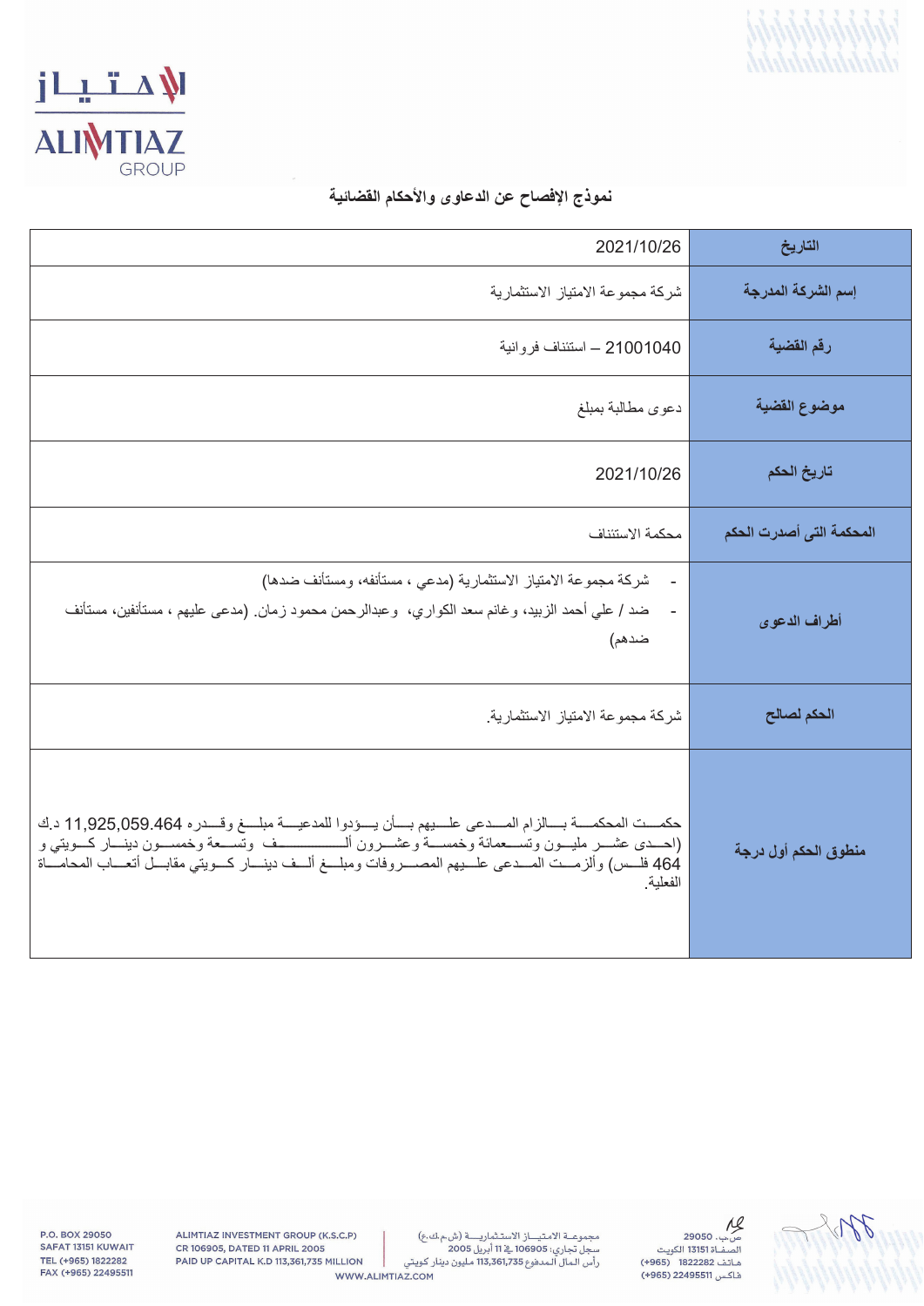## نموذج الإفصاح عن الدعاوى والأحكام القضائية

| | |
|---|---|
| التاريخ | 2021/10/26 |
| إسم الشركة المدرجة | شركة مجموعة الامتياز الاستثمارية |
| رقم القضية | 21001040 – استئناف فروانية |
| موضوع القضية | دعوى مطالبة بمبلغ |
| تاريخ الحكم | 2021/10/26 |
| المحكمة التى أصدرت الحكم | محكمة الاستئناف |
| أطراف الدعوى | - شركة مجموعة الامتياز الاستثمارية (مدعي ، مستأنفه، ومستأنف ضدها)<br>- ضد / علي أحمد الزبيد، وغانم سعد الكواري، وعبدالرحمن محمود زمان. (مدعى عليهم ، مستأنفين، مستأنف ضدهم) |
| الحكم لصالح | شركة مجموعة الامتياز الاستثمارية. |
| منطوق الحكم أول درجة | حكمت المحكمة بالزام المدعى عليهم بأن يؤدوا للمدعية مبلغ وقدره 11,925,059.464 د.ك (احدى عشر مليون وتسعمائة وخمسة وعشرون ألف وتسعة وخمسون دينار كويتي و 464 فلس) وألزمت المدعى عليهم المصروفات ومبلغ ألف دينار كويتي مقابل أتعاب المحاماة الفعلية. |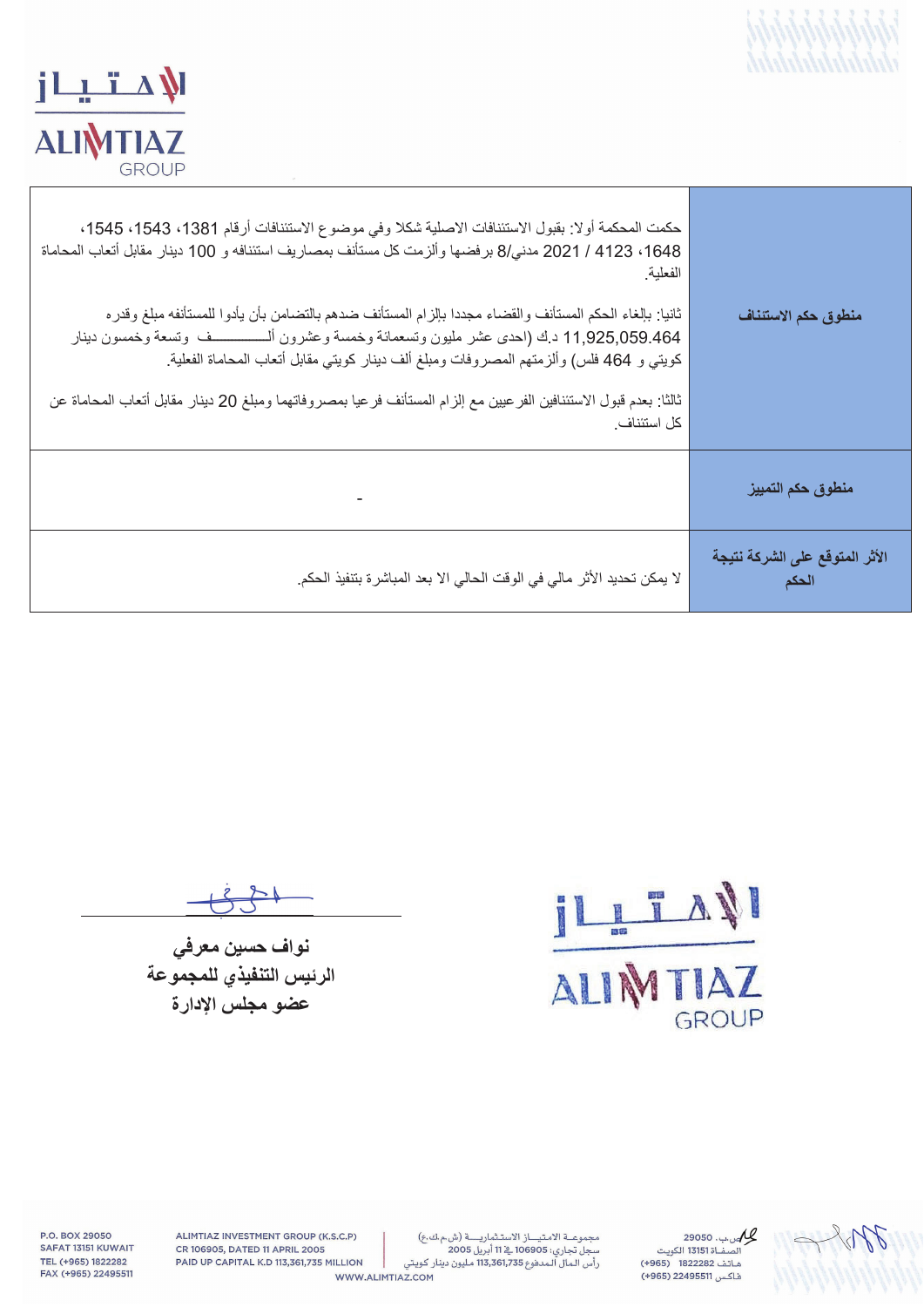| | |
|---|---|
| **منطوق حكم الاستئناف** | حكمت المحكمة أولا: بقبول الاستئنافات الاصلية شكلا وفي موضوع الاستئنافات أرقام 1381، 1543، 1545، 1648، 4123 / 2021 مدني/8 برفضها وألزمت كل مستأنف بمصاريف استئنافه و 100 دينار مقابل أتعاب المحاماة الفعلية.<br><br>ثانيا: بإلغاء الحكم المستأنف والقضاء مجددا بإلزام المستأنف ضدهم بالتضامن بأن يأدوا للمستأنفه مبلغ وقدره 11,925,059.464 د.ك (احدى عشر مليون وتسعمائة وخمسة وعشرون ألـــــــــف وتسعة وخمسون دينار كويتي و 464 فلس) وألزمتهم المصروفات ومبلغ ألف دينار كويتي مقابل أتعاب المحاماة الفعلية.<br><br>ثالثا: بعدم قبول الاستئنافين الفرعيين مع إلزام المستأنف فرعيا بمصروفاتهما ومبلغ 20 دينار مقابل أتعاب المحاماة عن كل استئناف. |
| **منطوق حكم التمييز** | - |
| **الأثر المتوقع على الشركة نتيجة الحكم** | لا يمكن تحديد الأثر مالي في الوقت الحالي الا بعد المباشرة بتنفيذ الحكم. |

**نواف حسين معرفي**
**الرئيس التنفيذي للمجموعة**
**عضو مجلس الإدارة**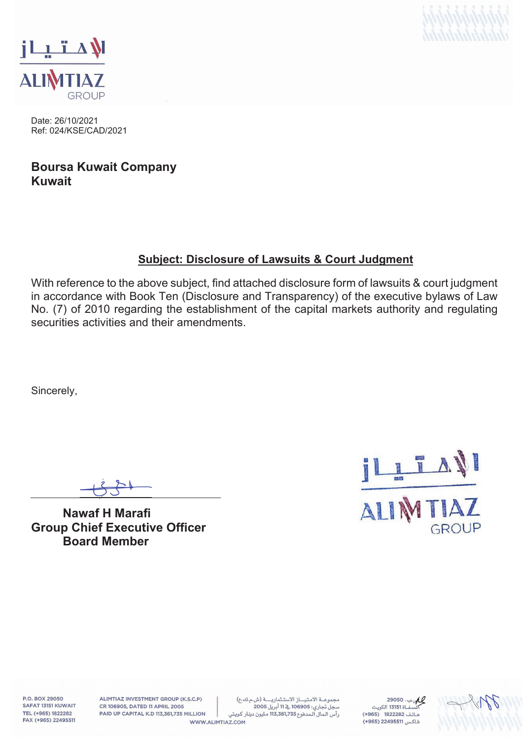Date: 26/10/2021
Ref: 024/KSE/CAD/2021

**Boursa Kuwait Company**
**Kuwait**

**Subject: Disclosure of Lawsuits & Court Judgment**

With reference to the above subject, find attached disclosure form of lawsuits & court judgment in accordance with Book Ten (Disclosure and Transparency) of the executive bylaws of Law No. (7) of 2010 regarding the establishment of the capital markets authority and regulating securities activities and their amendments.

Sincerely,

**Nawaf H Marafi**
**Group Chief Executive Officer**
**Board Member**

P.O. BOX 29050
SAFAT 13151 KUWAIT
TEL (+965) 1822282
FAX (+965) 22495511

ALIMTIAZ INVESTMENT GROUP (K.S.C.P)
CR 106905, DATED 11 APRIL 2005
PAID UP CAPITAL K.D 113,361,735 MILLION

مجموعة الامتياز الاستثمارية (ش.م.ك.ع)
سجل تجاري: 106905 في 11 أبريل 2005
رأس المال المدفوع 113,361,735 مليون دينار كويتي

ص.ب. 29050
الصفاة 13151 الكويت
هاتف 1822282 (+965)
فاكس 22495511 (+965)

WWW.ALIMTIAZ.COM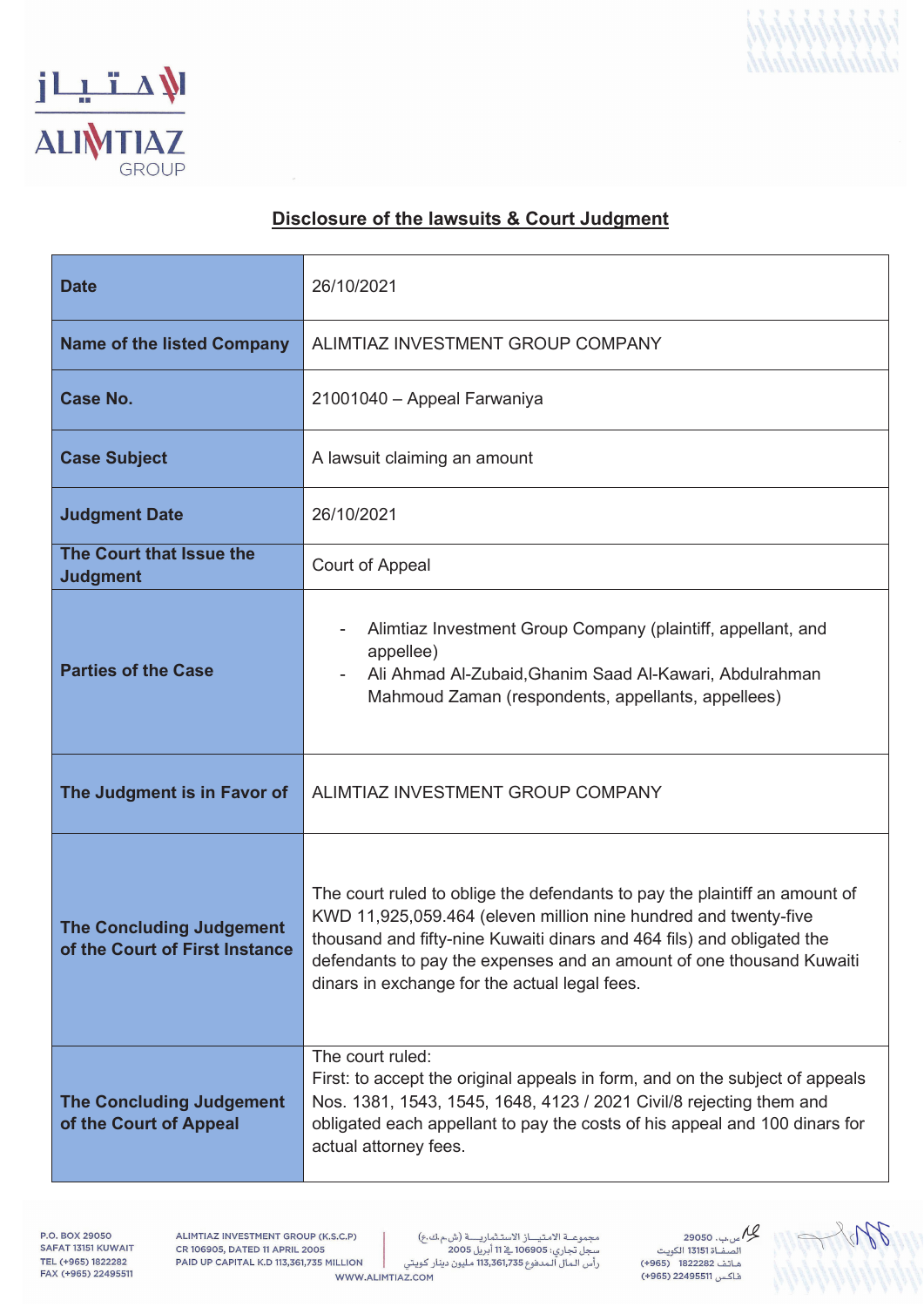## Disclosure of the lawsuits & Court Judgment

| | |
|---|---|
| **Date** | 26/10/2021 |
| **Name of the listed Company** | ALIMTIAZ INVESTMENT GROUP COMPANY |
| **Case No.** | 21001040 – Appeal Farwaniya |
| **Case Subject** | A lawsuit claiming an amount |
| **Judgment Date** | 26/10/2021 |
| **The Court that Issue the Judgment** | Court of Appeal |
| **Parties of the Case** | - Alimtiaz Investment Group Company (plaintiff, appellant, and appellee)<br>- Ali Ahmad Al-Zubaid,Ghanim Saad Al-Kawari, Abdulrahman Mahmoud Zaman (respondents, appellants, appellees) |
| **The Judgment is in Favor of** | ALIMTIAZ INVESTMENT GROUP COMPANY |
| **The Concluding Judgement of the Court of First Instance** | The court ruled to oblige the defendants to pay the plaintiff an amount of KWD 11,925,059.464 (eleven million nine hundred and twenty-five thousand and fifty-nine Kuwaiti dinars and 464 fils) and obligated the defendants to pay the expenses and an amount of one thousand Kuwaiti dinars in exchange for the actual legal fees. |
| **The Concluding Judgement of the Court of Appeal** | The court ruled:<br>First: to accept the original appeals in form, and on the subject of appeals Nos. 1381, 1543, 1545, 1648, 4123 / 2021 Civil/8 rejecting them and obligated each appellant to pay the costs of his appeal and 100 dinars for actual attorney fees. |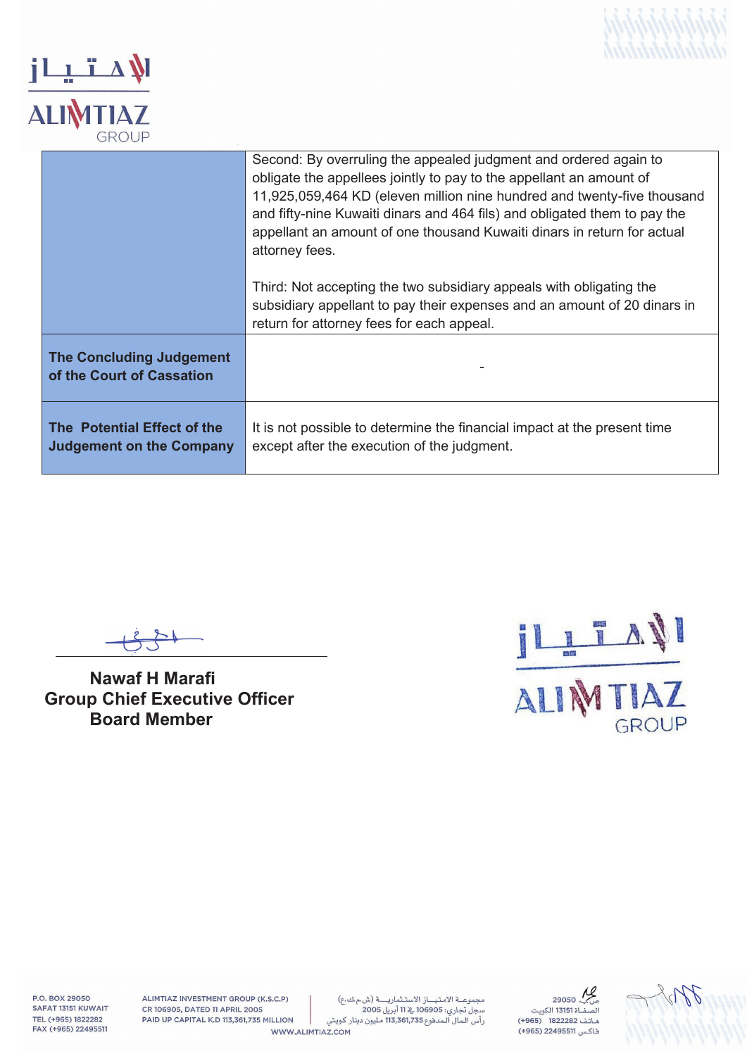| | |
|---|---|
| | Second: By overruling the appealed judgment and ordered again to obligate the appellees jointly to pay to the appellant an amount of 11,925,059,464 KD (eleven million nine hundred and twenty-five thousand and fifty-nine Kuwaiti dinars and 464 fils) and obligated them to pay the appellant an amount of one thousand Kuwaiti dinars in return for actual attorney fees.<br><br>Third: Not accepting the two subsidiary appeals with obligating the subsidiary appellant to pay their expenses and an amount of 20 dinars in return for attorney fees for each appeal. |
| **The Concluding Judgement of the Court of Cassation** | - |
| **The Potential Effect of the Judgement on the Company** | It is not possible to determine the financial impact at the present time except after the execution of the judgment. |

**Nawaf H Marafi**
**Group Chief Executive Officer**
**Board Member**